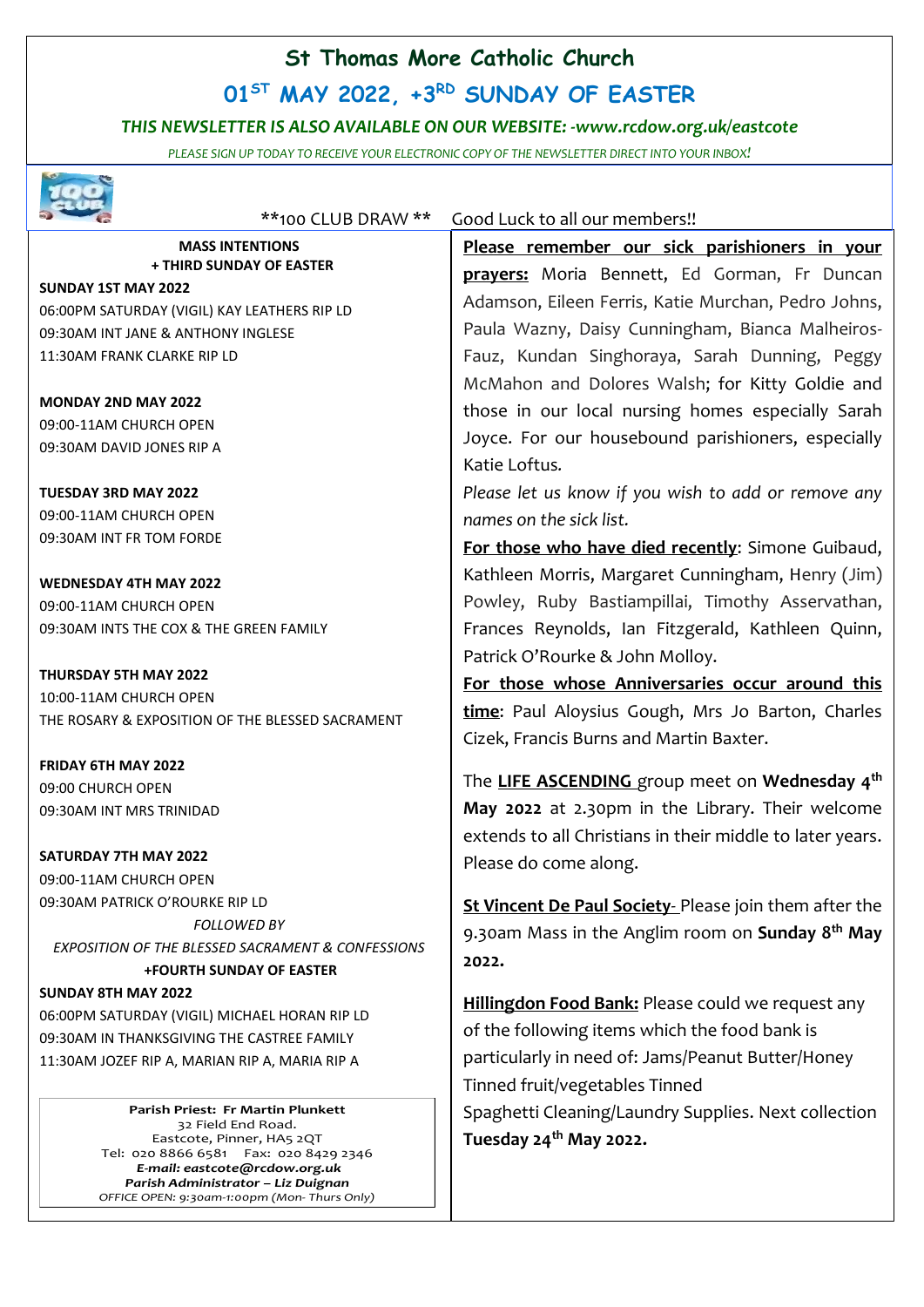# St Thomas More Catholic Church

## 01ST MAY 2022, +3RD SUNDAY OF EASTER

***THIS NEWSLETTER IS ALSO AVAILABLE ON OUR WEBSITE: -www.rcdow.org.uk/eastcote***

*PLEASE SIGN UP TODAY TO RECEIVE YOUR ELECTRONIC COPY OF THE NEWSLETTER DIRECT INTO YOUR INBOX!*

**100 CLUB DRAW ** Good Luck to all our members!!

**MASS INTENTIONS**
**+ THIRD SUNDAY OF EASTER**

**SUNDAY 1ST MAY 2022**
06:00PM SATURDAY (VIGIL) KAY LEATHERS RIP LD
09:30AM INT JANE & ANTHONY INGLESE
11:30AM FRANK CLARKE RIP LD

**MONDAY 2ND MAY 2022**
09:00-11AM CHURCH OPEN
09:30AM DAVID JONES RIP A

**TUESDAY 3RD MAY 2022**
09:00-11AM CHURCH OPEN
09:30AM INT FR TOM FORDE

**WEDNESDAY 4TH MAY 2022**
09:00-11AM CHURCH OPEN
09:30AM INTS THE COX & THE GREEN FAMILY

**THURSDAY 5TH MAY 2022**
10:00-11AM CHURCH OPEN
THE ROSARY & EXPOSITION OF THE BLESSED SACRAMENT

**FRIDAY 6TH MAY 2022**
09:00 CHURCH OPEN
09:30AM INT MRS TRINIDAD

**SATURDAY 7TH MAY 2022**
09:00-11AM CHURCH OPEN
09:30AM PATRICK O'ROURKE RIP LD
*FOLLOWED BY*
*EXPOSITION OF THE BLESSED SACRAMENT & CONFESSIONS*

**+FOURTH SUNDAY OF EASTER**

**SUNDAY 8TH MAY 2022**
06:00PM SATURDAY (VIGIL) MICHAEL HORAN RIP LD
09:30AM IN THANKSGIVING THE CASTREE FAMILY
11:30AM JOZEF RIP A, MARIAN RIP A, MARIA RIP A

**Parish Priest: Fr Martin Plunkett**
32 Field End Road.
Eastcote, Pinner, HA5 2QT
Tel: 020 8866 6581 Fax: 020 8429 2346
***E-mail: eastcote@rcdow.org.uk***
***Parish Administrator – Liz Duignan***
*OFFICE OPEN: 9:30am-1:00pm (Mon- Thurs Only)*

**Please remember our sick parishioners in your prayers:** Moria Bennett, Ed Gorman, Fr Duncan Adamson, Eileen Ferris, Katie Murchan, Pedro Johns, Paula Wazny, Daisy Cunningham, Bianca Malheiros-Fauz, Kundan Singhoraya, Sarah Dunning, Peggy McMahon and Dolores Walsh; for Kitty Goldie and those in our local nursing homes especially Sarah Joyce. For our housebound parishioners, especially Katie Loftus.

*Please let us know if you wish to add or remove any names on the sick list.*

**For those who have died recently**: Simone Guibaud, Kathleen Morris, Margaret Cunningham, Henry (Jim) Powley, Ruby Bastiampillai, Timothy Asservathan, Frances Reynolds, Ian Fitzgerald, Kathleen Quinn, Patrick O'Rourke & John Molloy.

**For those whose Anniversaries occur around this time**: Paul Aloysius Gough, Mrs Jo Barton, Charles Cizek, Francis Burns and Martin Baxter.

The **LIFE ASCENDING** group meet on **Wednesday 4th May 2022** at 2.30pm in the Library. Their welcome extends to all Christians in their middle to later years. Please do come along.

**St Vincent De Paul Society**- Please join them after the 9.30am Mass in the Anglim room on **Sunday 8th May 2022.**

**Hillingdon Food Bank:** Please could we request any of the following items which the food bank is particularly in need of: Jams/Peanut Butter/Honey Tinned fruit/vegetables Tinned Spaghetti Cleaning/Laundry Supplies. Next collection **Tuesday 24th May 2022.**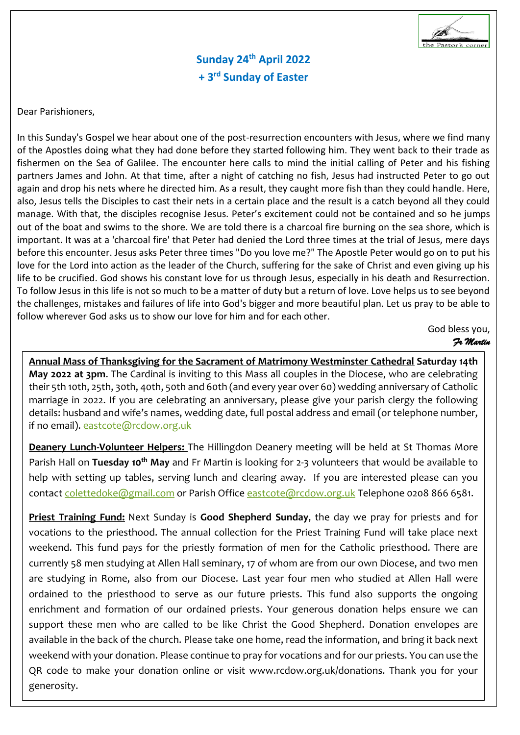## Sunday 24th April 2022

## + 3rd Sunday of Easter

Dear Parishioners,

In this Sunday's Gospel we hear about one of the post-resurrection encounters with Jesus, where we find many of the Apostles doing what they had done before they started following him. They went back to their trade as fishermen on the Sea of Galilee. The encounter here calls to mind the initial calling of Peter and his fishing partners James and John. At that time, after a night of catching no fish, Jesus had instructed Peter to go out again and drop his nets where he directed him. As a result, they caught more fish than they could handle. Here, also, Jesus tells the Disciples to cast their nets in a certain place and the result is a catch beyond all they could manage. With that, the disciples recognise Jesus. Peter's excitement could not be contained and so he jumps out of the boat and swims to the shore. We are told there is a charcoal fire burning on the sea shore, which is important. It was at a 'charcoal fire' that Peter had denied the Lord three times at the trial of Jesus, mere days before this encounter. Jesus asks Peter three times "Do you love me?" The Apostle Peter would go on to put his love for the Lord into action as the leader of the Church, suffering for the sake of Christ and even giving up his life to be crucified. God shows his constant love for us through Jesus, especially in his death and Resurrection. To follow Jesus in this life is not so much to be a matter of duty but a return of love. Love helps us to see beyond the challenges, mistakes and failures of life into God's bigger and more beautiful plan. Let us pray to be able to follow wherever God asks us to show our love for him and for each other.

God bless you,

*Fr Martin*

**Annual Mass of Thanksgiving for the Sacrament of Matrimony Westminster Cathedral Saturday 14th May 2022 at 3pm**. The Cardinal is inviting to this Mass all couples in the Diocese, who are celebrating their 5th 10th, 25th, 30th, 40th, 50th and 60th (and every year over 60) wedding anniversary of Catholic marriage in 2022. If you are celebrating an anniversary, please give your parish clergy the following details: husband and wife's names, wedding date, full postal address and email (or telephone number, if no email). eastcote@rcdow.org.uk

**Deanery Lunch-Volunteer Helpers:** The Hillingdon Deanery meeting will be held at St Thomas More Parish Hall on **Tuesday 10th May** and Fr Martin is looking for 2-3 volunteers that would be available to help with setting up tables, serving lunch and clearing away. If you are interested please can you contact colettedoke@gmail.com or Parish Office eastcote@rcdow.org.uk Telephone 0208 866 6581.

**Priest Training Fund:** Next Sunday is **Good Shepherd Sunday**, the day we pray for priests and for vocations to the priesthood. The annual collection for the Priest Training Fund will take place next weekend. This fund pays for the priestly formation of men for the Catholic priesthood. There are currently 58 men studying at Allen Hall seminary, 17 of whom are from our own Diocese, and two men are studying in Rome, also from our Diocese. Last year four men who studied at Allen Hall were ordained to the priesthood to serve as our future priests. This fund also supports the ongoing enrichment and formation of our ordained priests. Your generous donation helps ensure we can support these men who are called to be like Christ the Good Shepherd. Donation envelopes are available in the back of the church. Please take one home, read the information, and bring it back next weekend with your donation. Please continue to pray for vocations and for our priests. You can use the QR code to make your donation online or visit www.rcdow.org.uk/donations. Thank you for your generosity.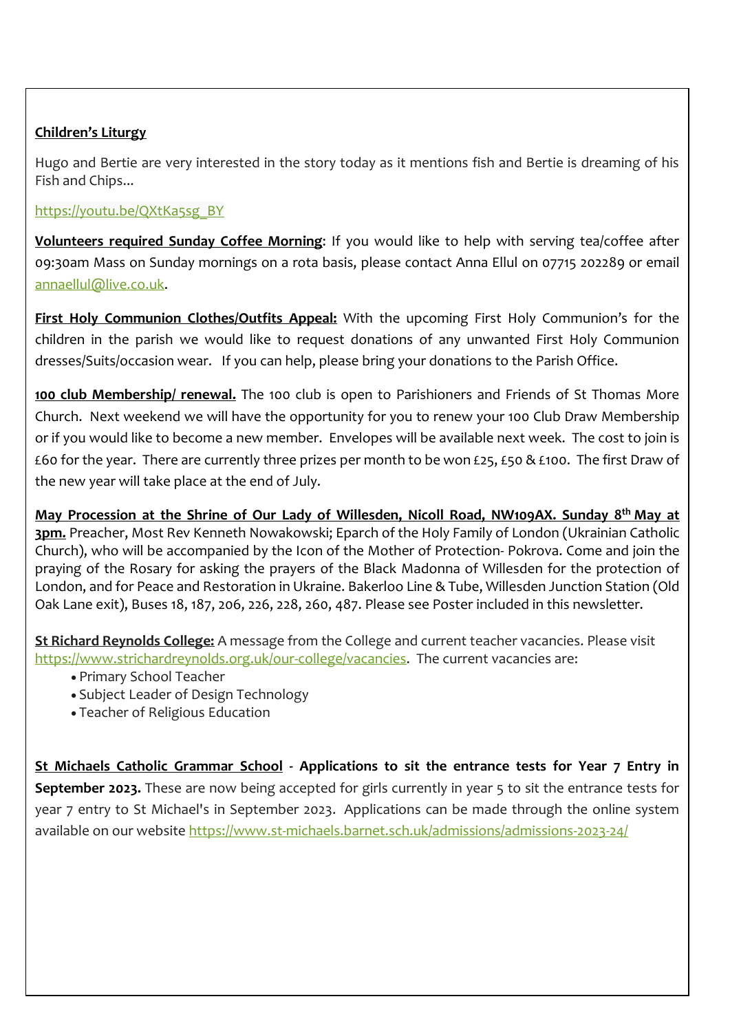**Children's Liturgy**

Hugo and Bertie are very interested in the story today as it mentions fish and Bertie is dreaming of his Fish and Chips...

https://youtu.be/QXtKa5sg_BY

**Volunteers required Sunday Coffee Morning**: If you would like to help with serving tea/coffee after 09:30am Mass on Sunday mornings on a rota basis, please contact Anna Ellul on 07715 202289 or email annaellul@live.co.uk.

**First Holy Communion Clothes/Outfits Appeal:** With the upcoming First Holy Communion's for the children in the parish we would like to request donations of any unwanted First Holy Communion dresses/Suits/occasion wear. If you can help, please bring your donations to the Parish Office.

**100 club Membership/ renewal.** The 100 club is open to Parishioners and Friends of St Thomas More Church. Next weekend we will have the opportunity for you to renew your 100 Club Draw Membership or if you would like to become a new member. Envelopes will be available next week. The cost to join is £60 for the year. There are currently three prizes per month to be won £25, £50 & £100. The first Draw of the new year will take place at the end of July.

**May Procession at the Shrine of Our Lady of Willesden, Nicoll Road, NW109AX. Sunday 8th May at 3pm.** Preacher, Most Rev Kenneth Nowakowski; Eparch of the Holy Family of London (Ukrainian Catholic Church), who will be accompanied by the Icon of the Mother of Protection- Pokrova. Come and join the praying of the Rosary for asking the prayers of the Black Madonna of Willesden for the protection of London, and for Peace and Restoration in Ukraine. Bakerloo Line & Tube, Willesden Junction Station (Old Oak Lane exit), Buses 18, 187, 206, 226, 228, 260, 487. Please see Poster included in this newsletter.

**St Richard Reynolds College:** A message from the College and current teacher vacancies. Please visit https://www.strichardreynolds.org.uk/our-college/vacancies. The current vacancies are:

- Primary School Teacher
- Subject Leader of Design Technology
- Teacher of Religious Education

**St Michaels Catholic Grammar School - Applications to sit the entrance tests for Year 7 Entry in September 2023.** These are now being accepted for girls currently in year 5 to sit the entrance tests for year 7 entry to St Michael's in September 2023. Applications can be made through the online system available on our website https://www.st-michaels.barnet.sch.uk/admissions/admissions-2023-24/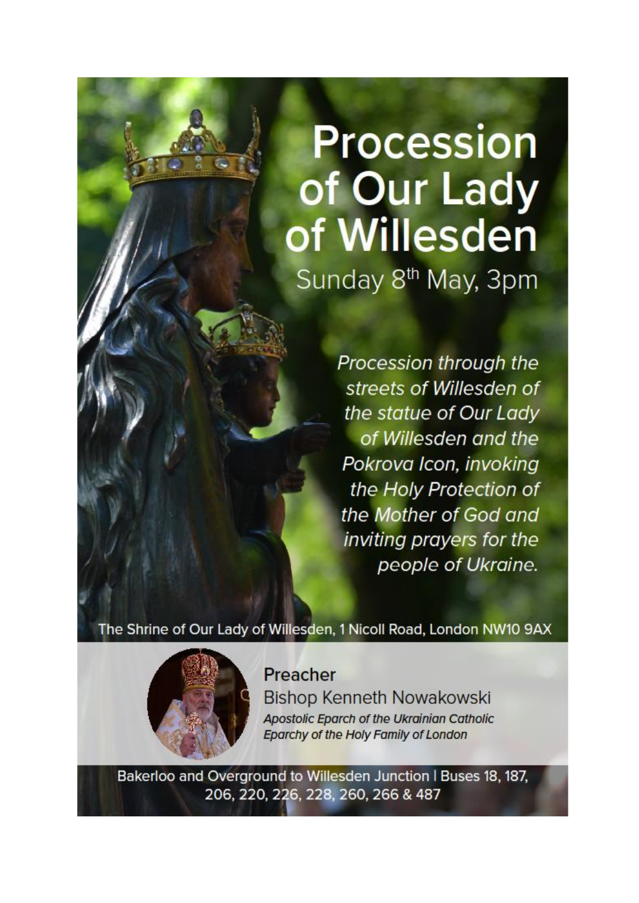# Procession of Our Lady of Willesden

Sunday 8th May, 3pm

*Procession through the streets of Willesden of the statue of Our Lady of Willesden and the Pokrova Icon, invoking the Holy Protection of the Mother of God and inviting prayers for the people of Ukraine.*

The Shrine of Our Lady of Willesden, 1 Nicoll Road, London NW10 9AX

**Preacher**

Bishop Kenneth Nowakowski

*Apostolic Eparch of the Ukrainian Catholic Eparchy of the Holy Family of London*

Bakerloo and Overground to Willesden Junction | Buses 18, 187, 206, 220, 226, 228, 260, 266 & 487